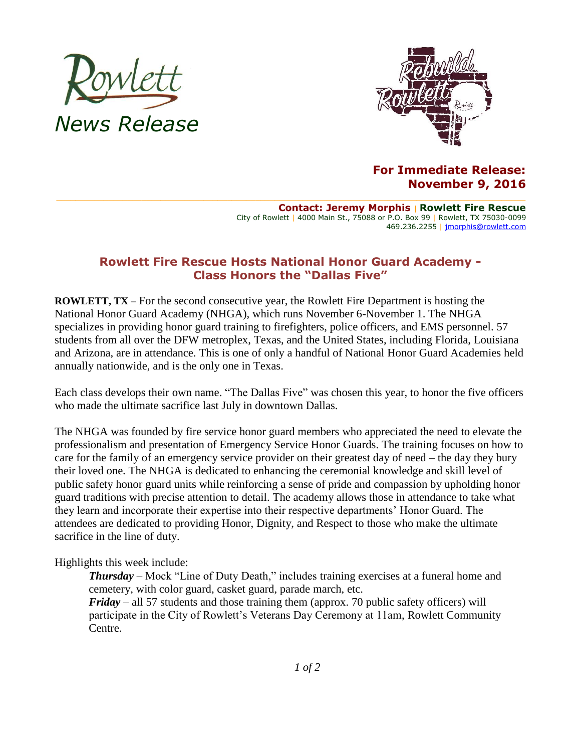Rowlett

*News Release*

**For Immediate Release:**
**November 9, 2016**

**Contact: Jeremy Morphis** | **Rowlett Fire Rescue**
City of Rowlett | 4000 Main St., 75088 or P.O. Box 99 | Rowlett, TX 75030-0099
469.236.2255 | jmorphis@rowlett.com

## Rowlett Fire Rescue Hosts National Honor Guard Academy - Class Honors the "Dallas Five"

**ROWLETT, TX –** For the second consecutive year, the Rowlett Fire Department is hosting the National Honor Guard Academy (NHGA), which runs November 6-November 1. The NHGA specializes in providing honor guard training to firefighters, police officers, and EMS personnel. 57 students from all over the DFW metroplex, Texas, and the United States, including Florida, Louisiana and Arizona, are in attendance. This is one of only a handful of National Honor Guard Academies held annually nationwide, and is the only one in Texas.

Each class develops their own name. "The Dallas Five" was chosen this year, to honor the five officers who made the ultimate sacrifice last July in downtown Dallas.

The NHGA was founded by fire service honor guard members who appreciated the need to elevate the professionalism and presentation of Emergency Service Honor Guards. The training focuses on how to care for the family of an emergency service provider on their greatest day of need – the day they bury their loved one. The NHGA is dedicated to enhancing the ceremonial knowledge and skill level of public safety honor guard units while reinforcing a sense of pride and compassion by upholding honor guard traditions with precise attention to detail. The academy allows those in attendance to take what they learn and incorporate their expertise into their respective departments' Honor Guard. The attendees are dedicated to providing Honor, Dignity, and Respect to those who make the ultimate sacrifice in the line of duty.

Highlights this week include:

***Thursday*** – Mock "Line of Duty Death," includes training exercises at a funeral home and cemetery, with color guard, casket guard, parade march, etc.

***Friday*** – all 57 students and those training them (approx. 70 public safety officers) will participate in the City of Rowlett's Veterans Day Ceremony at 11am, Rowlett Community Centre.